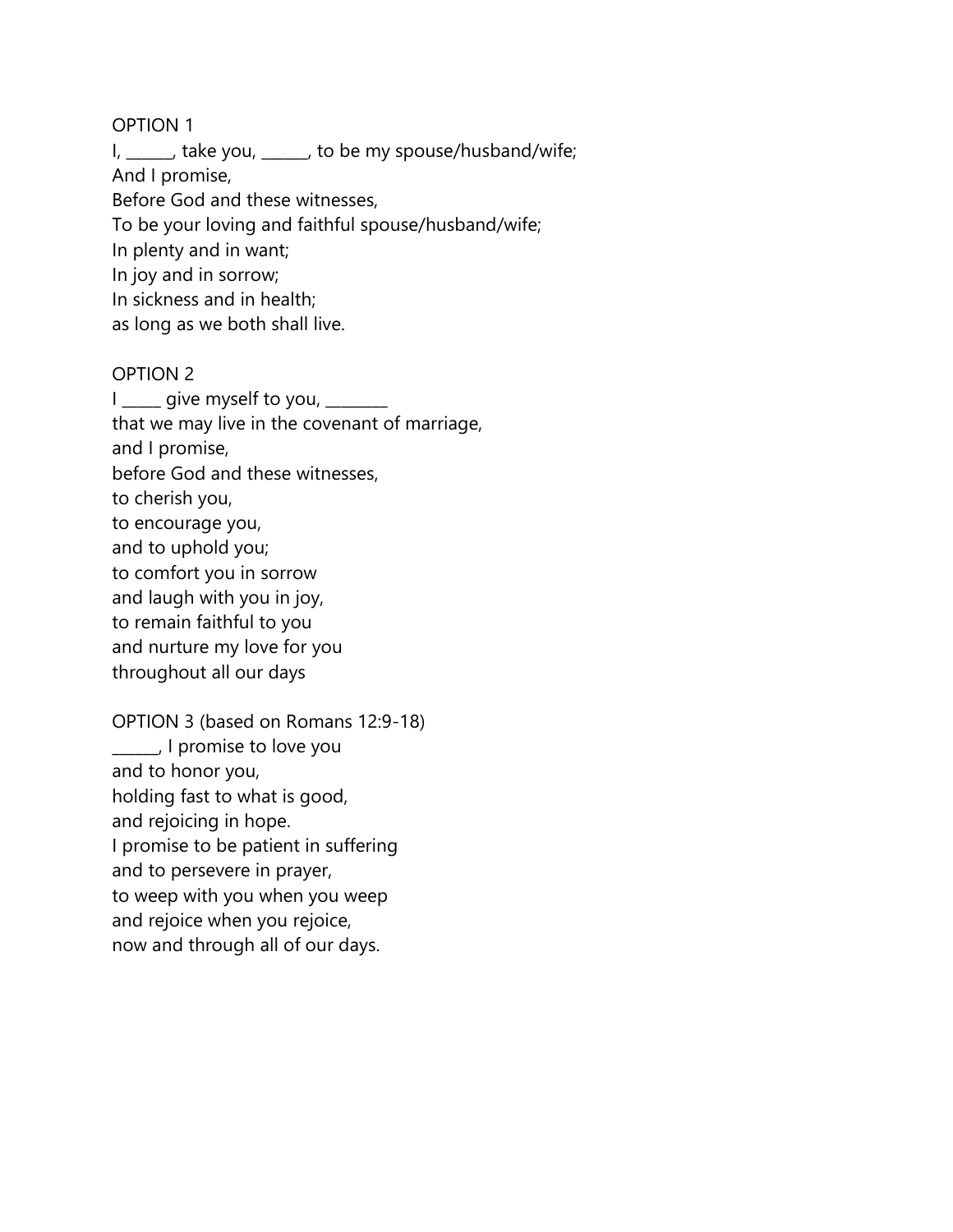OPTION 1

I, ______, take you, ______, to be my spouse/husband/wife;
And I promise,
Before God and these witnesses,
To be your loving and faithful spouse/husband/wife;
In plenty and in want;
In joy and in sorrow;
In sickness and in health;
as long as we both shall live.

OPTION 2

I _____ give myself to you, ________
that we may live in the covenant of marriage,
and I promise,
before God and these witnesses,
to cherish you,
to encourage you,
and to uphold you;
to comfort you in sorrow
and laugh with you in joy,
to remain faithful to you
and nurture my love for you
throughout all our days

OPTION 3 (based on Romans 12:9-18)

______, I promise to love you
and to honor you,
holding fast to what is good,
and rejoicing in hope.
I promise to be patient in suffering
and to persevere in prayer,
to weep with you when you weep
and rejoice when you rejoice,
now and through all of our days.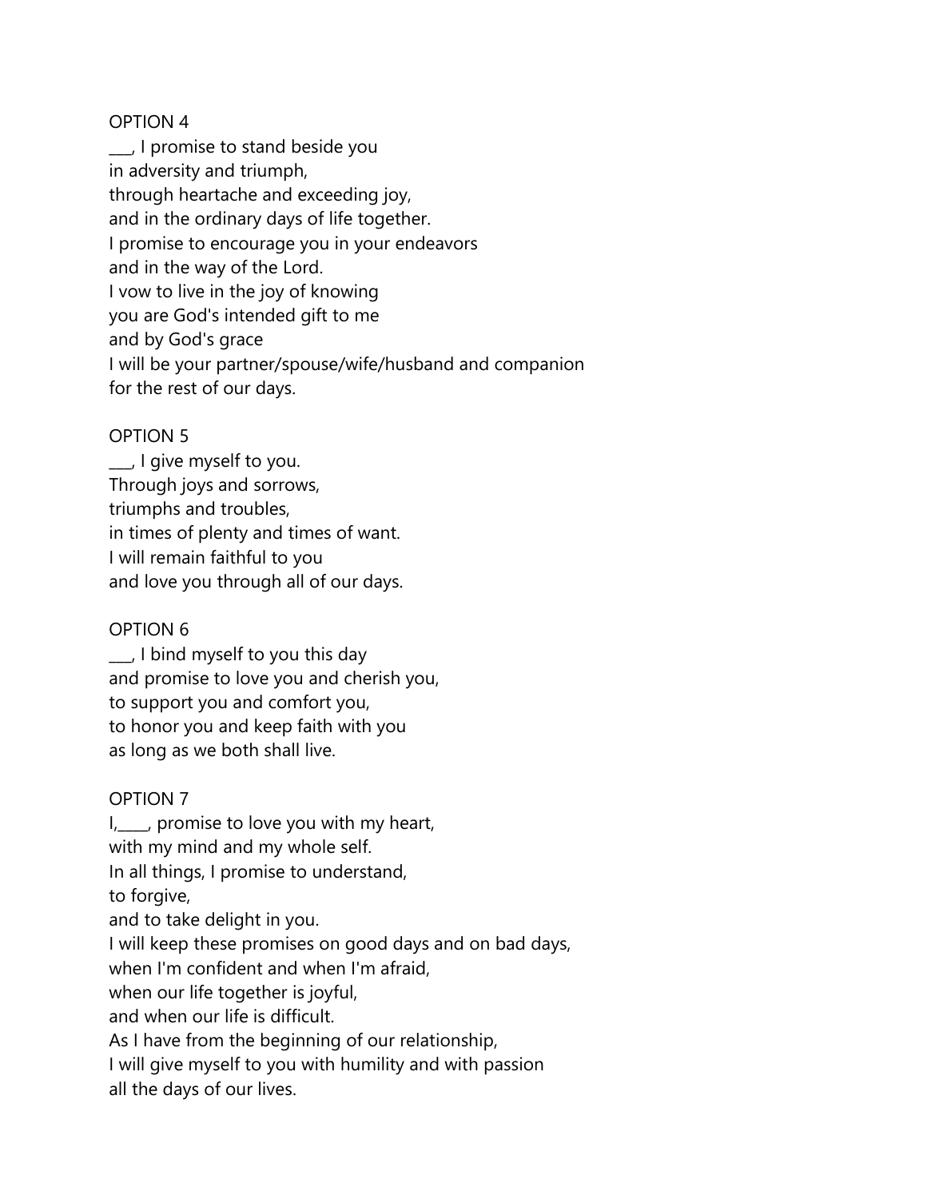OPTION 4

___, I promise to stand beside you  
in adversity and triumph,  
through heartache and exceeding joy,  
and in the ordinary days of life together.  
I promise to encourage you in your endeavors  
and in the way of the Lord.  
I vow to live in the joy of knowing  
you are God's intended gift to me  
and by God's grace  
I will be your partner/spouse/wife/husband and companion  
for the rest of our days.

OPTION 5

___, I give myself to you.  
Through joys and sorrows,  
triumphs and troubles,  
in times of plenty and times of want.  
I will remain faithful to you  
and love you through all of our days.

OPTION 6

___, I bind myself to you this day  
and promise to love you and cherish you,  
to support you and comfort you,  
to honor you and keep faith with you  
as long as we both shall live.

OPTION 7

I,____, promise to love you with my heart,  
with my mind and my whole self.  
In all things, I promise to understand,  
to forgive,  
and to take delight in you.  
I will keep these promises on good days and on bad days,  
when I'm confident and when I'm afraid,  
when our life together is joyful,  
and when our life is difficult.  
As I have from the beginning of our relationship,  
I will give myself to you with humility and with passion  
all the days of our lives.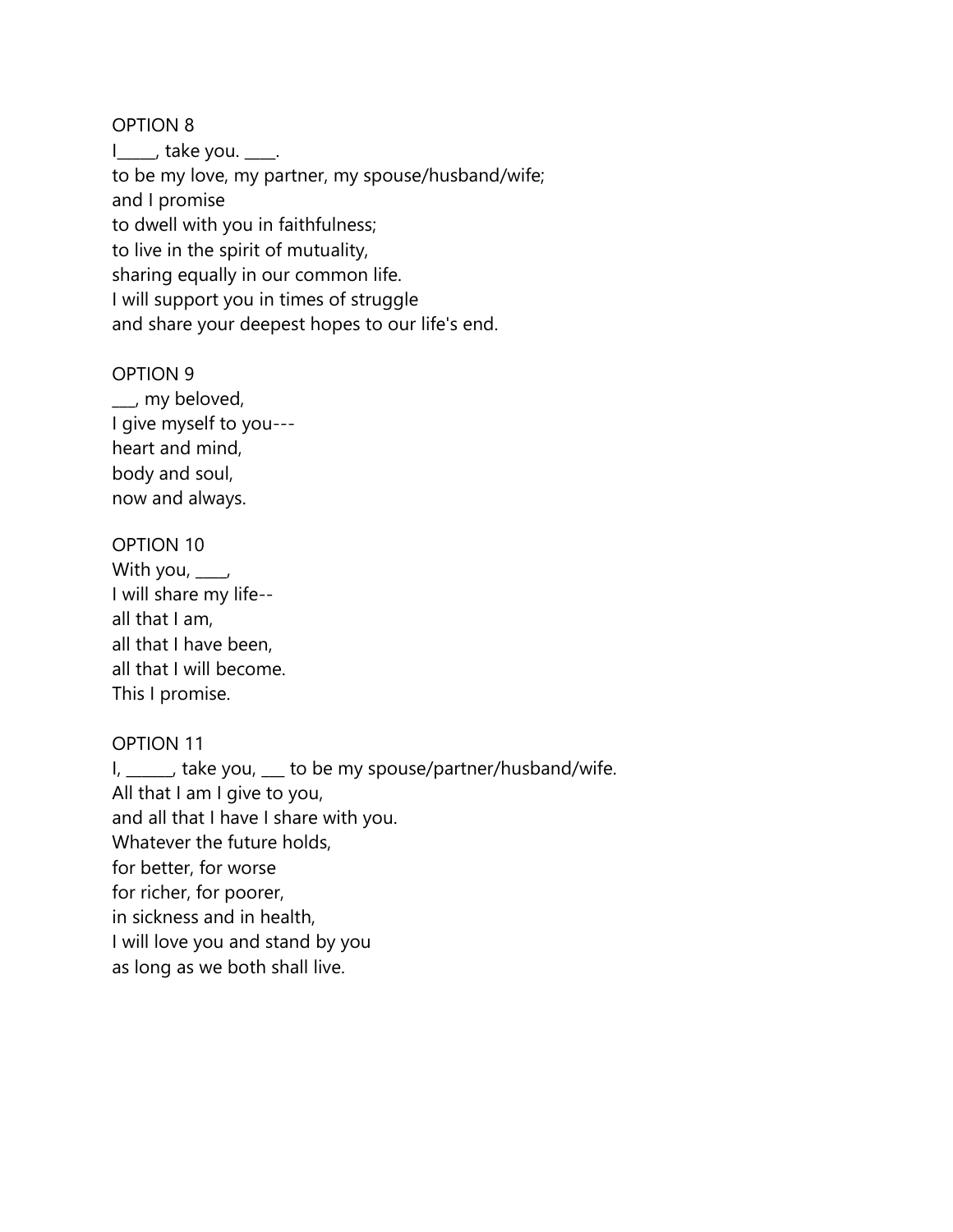OPTION 8
I_____, take you. ____.
to be my love, my partner, my spouse/husband/wife;
and I promise
to dwell with you in faithfulness;
to live in the spirit of mutuality,
sharing equally in our common life.
I will support you in times of struggle
and share your deepest hopes to our life's end.

OPTION 9
___, my beloved,
I give myself to you---
heart and mind,
body and soul,
now and always.

OPTION 10
With you, ____,
I will share my life--
all that I am,
all that I have been,
all that I will become.
This I promise.

OPTION 11
I, ______, take you, ___ to be my spouse/partner/husband/wife.
All that I am I give to you,
and all that I have I share with you.
Whatever the future holds,
for better, for worse
for richer, for poorer,
in sickness and in health,
I will love you and stand by you
as long as we both shall live.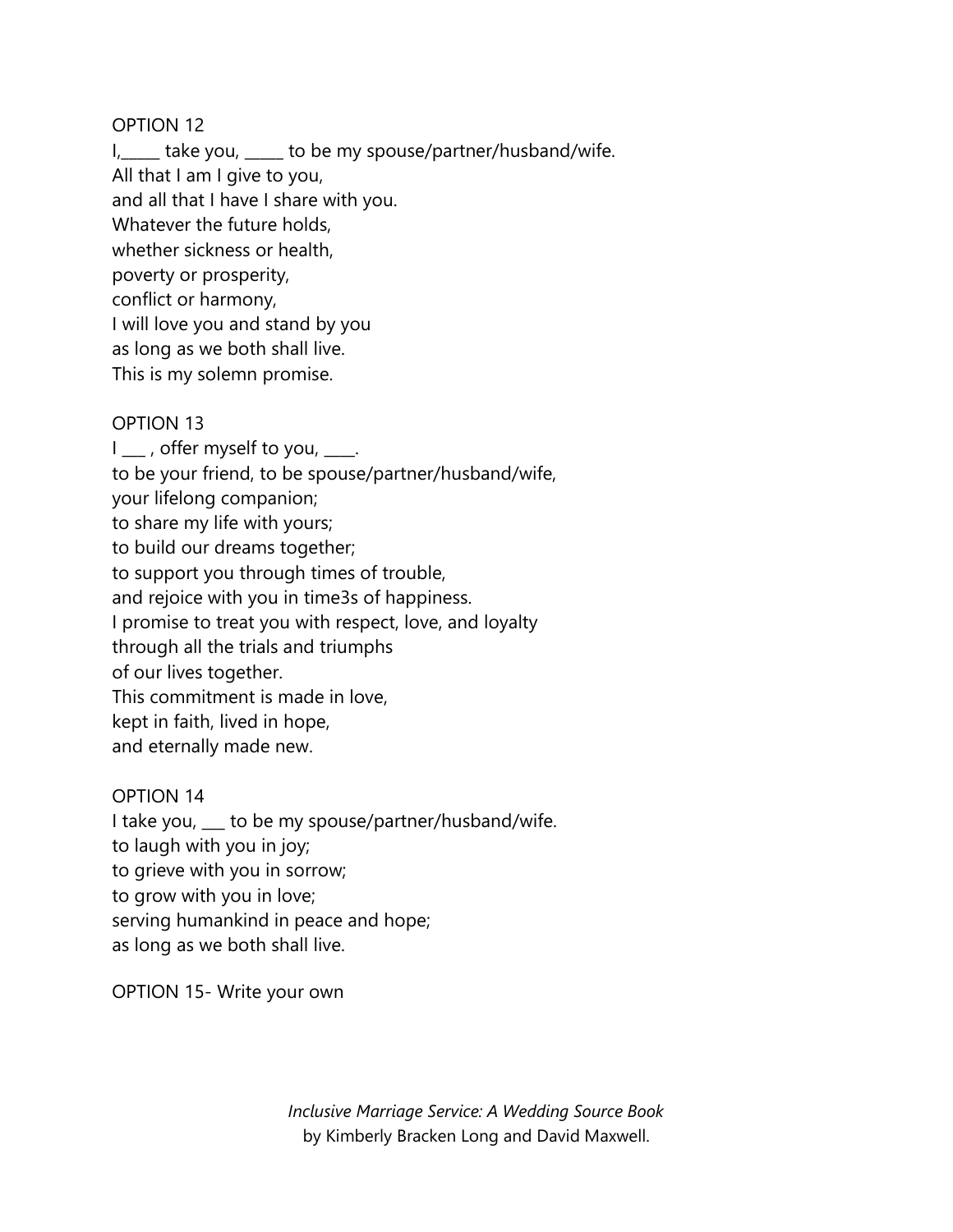OPTION 12

I,_____ take you, _____ to be my spouse/partner/husband/wife.  
All that I am I give to you,  
and all that I have I share with you.  
Whatever the future holds,  
whether sickness or health,  
poverty or prosperity,  
conflict or harmony,  
I will love you and stand by you  
as long as we both shall live.  
This is my solemn promise.

OPTION 13

I ___ , offer myself to you, ____.  
to be your friend, to be spouse/partner/husband/wife,  
your lifelong companion;  
to share my life with yours;  
to build our dreams together;  
to support you through times of trouble,  
and rejoice with you in time3s of happiness.  
I promise to treat you with respect, love, and loyalty  
through all the trials and triumphs  
of our lives together.  
This commitment is made in love,  
kept in faith, lived in hope,  
and eternally made new.

OPTION 14

I take you, ___ to be my spouse/partner/husband/wife.  
to laugh with you in joy;  
to grieve with you in sorrow;  
to grow with you in love;  
serving humankind in peace and hope;  
as long as we both shall live.

OPTION 15- Write your own

*Inclusive Marriage Service: A Wedding Source Book*  
by Kimberly Bracken Long and David Maxwell.